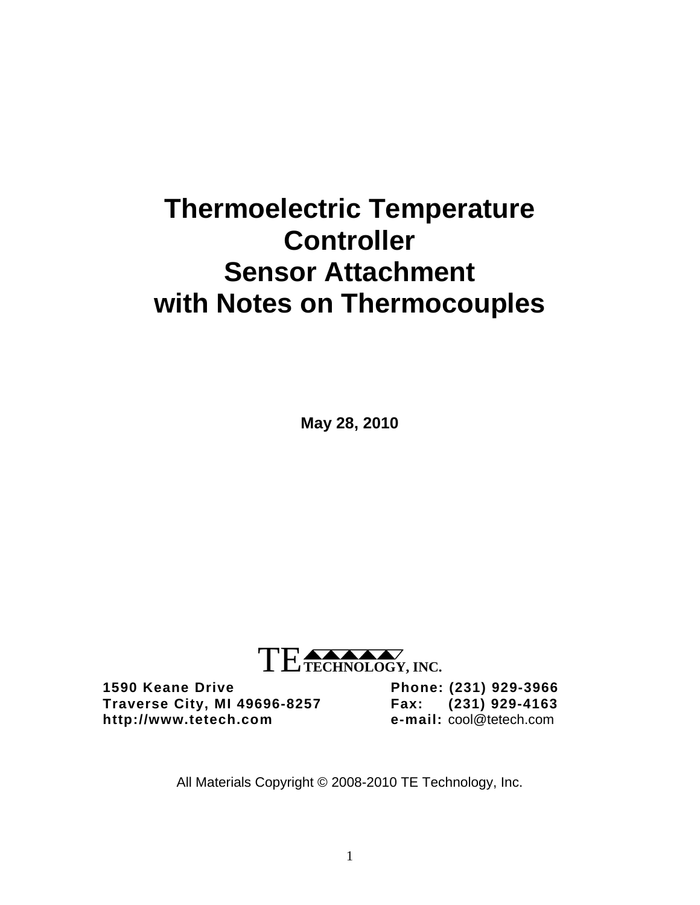# Thermoelectric Temperature Controller Sensor Attachment with Notes on Thermocouples

**May 28, 2010**

TE TECHNOLOGY, INC.

**1590 Keane Drive**
**Traverse City, MI 49696-8257**
**http://www.tetech.com**

**Phone: (231) 929-3966**
**Fax: (231) 929-4163**
**e-mail:** cool@tetech.com

All Materials Copyright © 2008-2010 TE Technology, Inc.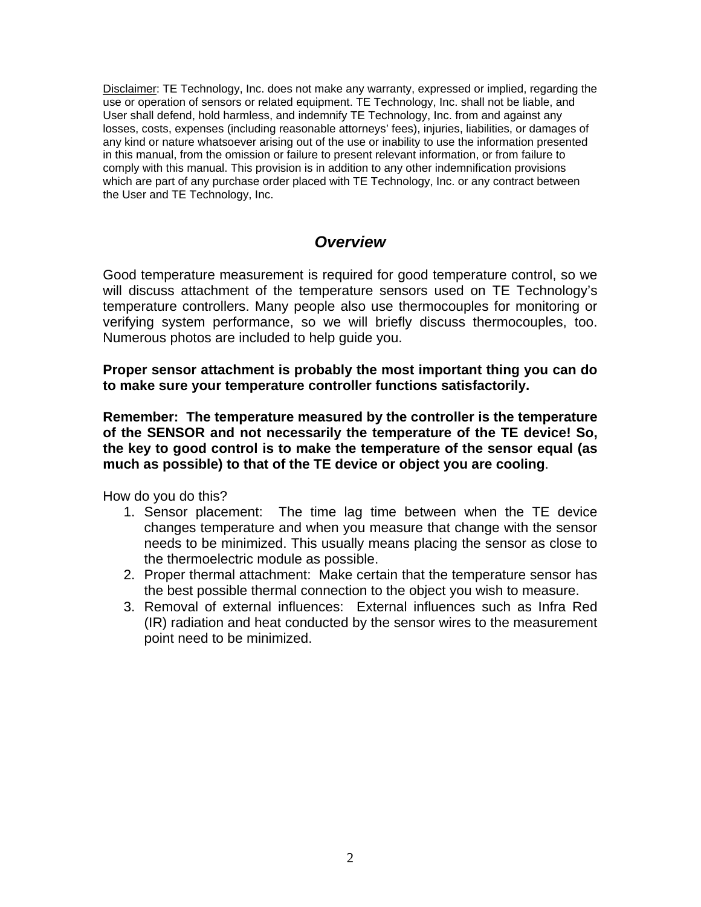<u>Disclaimer</u>: TE Technology, Inc. does not make any warranty, expressed or implied, regarding the use or operation of sensors or related equipment. TE Technology, Inc. shall not be liable, and User shall defend, hold harmless, and indemnify TE Technology, Inc. from and against any losses, costs, expenses (including reasonable attorneys' fees), injuries, liabilities, or damages of any kind or nature whatsoever arising out of the use or inability to use the information presented in this manual, from the omission or failure to present relevant information, or from failure to comply with this manual. This provision is in addition to any other indemnification provisions which are part of any purchase order placed with TE Technology, Inc. or any contract between the User and TE Technology, Inc.

## *Overview*

Good temperature measurement is required for good temperature control, so we will discuss attachment of the temperature sensors used on TE Technology's temperature controllers. Many people also use thermocouples for monitoring or verifying system performance, so we will briefly discuss thermocouples, too. Numerous photos are included to help guide you.

**Proper sensor attachment is probably the most important thing you can do to make sure your temperature controller functions satisfactorily.**

**Remember: The temperature measured by the controller is the temperature of the SENSOR and not necessarily the temperature of the TE device! So, the key to good control is to make the temperature of the sensor equal (as much as possible) to that of the TE device or object you are cooling**.

How do you do this?

1. Sensor placement: The time lag time between when the TE device changes temperature and when you measure that change with the sensor needs to be minimized. This usually means placing the sensor as close to the thermoelectric module as possible.
2. Proper thermal attachment: Make certain that the temperature sensor has the best possible thermal connection to the object you wish to measure.
3. Removal of external influences: External influences such as Infra Red (IR) radiation and heat conducted by the sensor wires to the measurement point need to be minimized.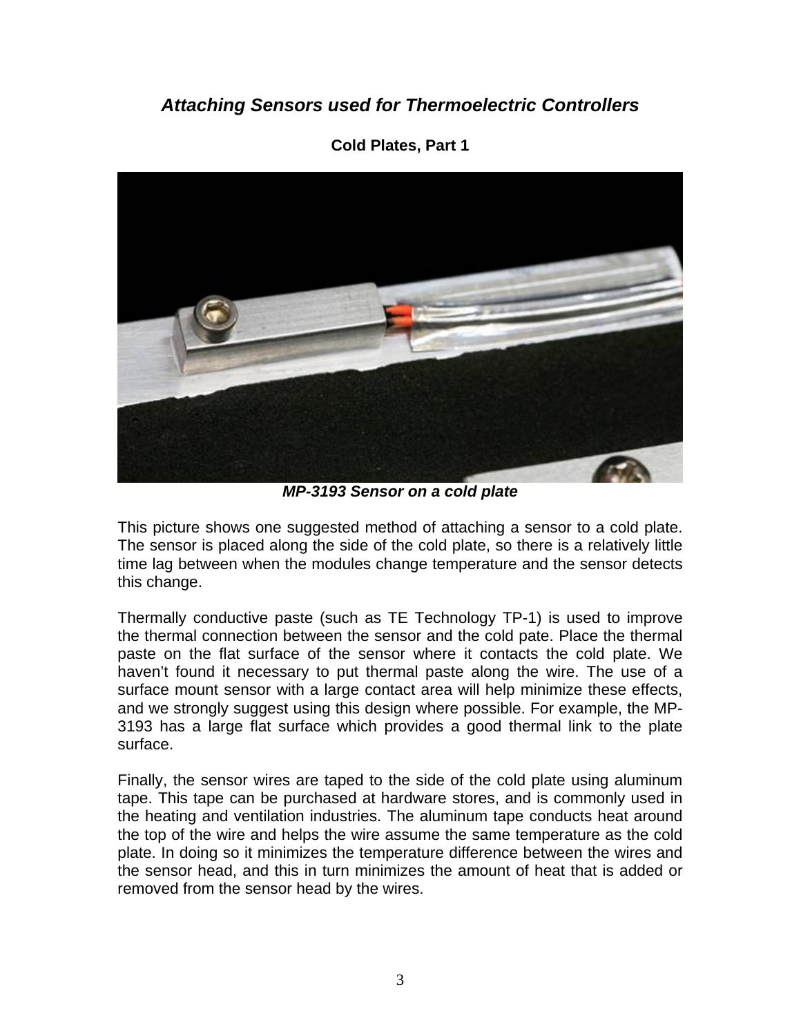## *Attaching Sensors used for Thermoelectric Controllers*

**Cold Plates, Part 1**

***MP-3193 Sensor on a cold plate***

This picture shows one suggested method of attaching a sensor to a cold plate. The sensor is placed along the side of the cold plate, so there is a relatively little time lag between when the modules change temperature and the sensor detects this change.

Thermally conductive paste (such as TE Technology TP-1) is used to improve the thermal connection between the sensor and the cold pate. Place the thermal paste on the flat surface of the sensor where it contacts the cold plate. We haven't found it necessary to put thermal paste along the wire. The use of a surface mount sensor with a large contact area will help minimize these effects, and we strongly suggest using this design where possible. For example, the MP-3193 has a large flat surface which provides a good thermal link to the plate surface.

Finally, the sensor wires are taped to the side of the cold plate using aluminum tape. This tape can be purchased at hardware stores, and is commonly used in the heating and ventilation industries. The aluminum tape conducts heat around the top of the wire and helps the wire assume the same temperature as the cold plate. In doing so it minimizes the temperature difference between the wires and the sensor head, and this in turn minimizes the amount of heat that is added or removed from the sensor head by the wires.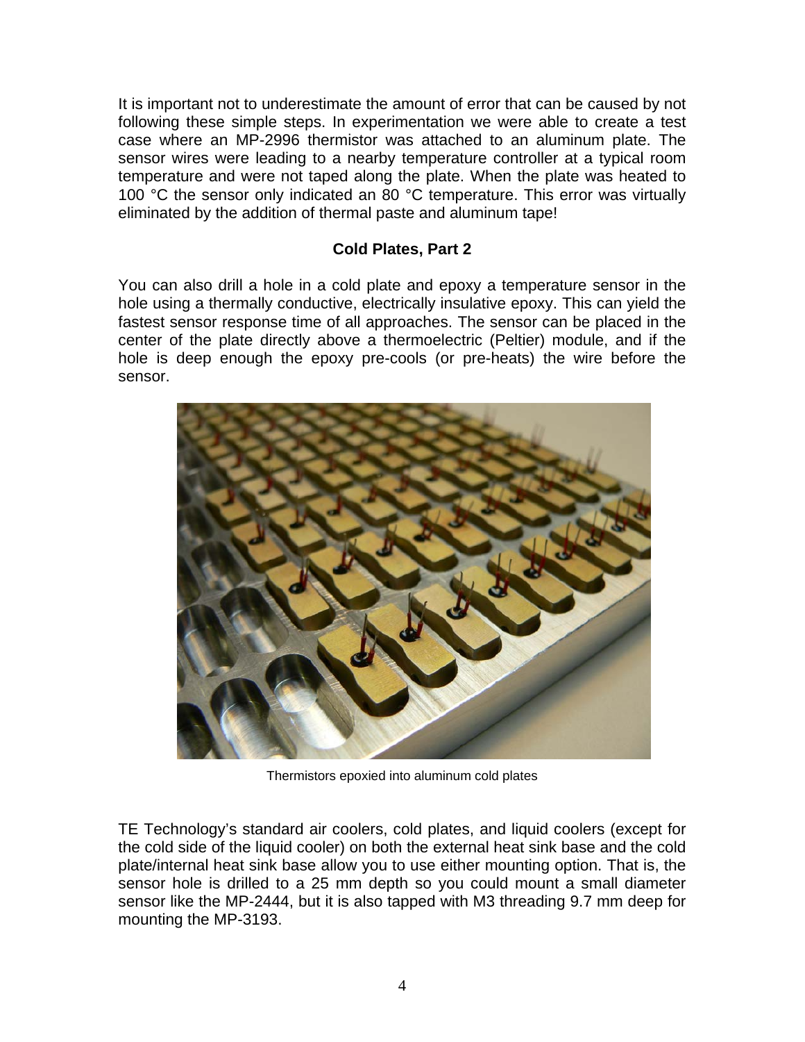It is important not to underestimate the amount of error that can be caused by not following these simple steps. In experimentation we were able to create a test case where an MP-2996 thermistor was attached to an aluminum plate. The sensor wires were leading to a nearby temperature controller at a typical room temperature and were not taped along the plate. When the plate was heated to 100 °C the sensor only indicated an 80 °C temperature. This error was virtually eliminated by the addition of thermal paste and aluminum tape!

## Cold Plates, Part 2

You can also drill a hole in a cold plate and epoxy a temperature sensor in the hole using a thermally conductive, electrically insulative epoxy. This can yield the fastest sensor response time of all approaches. The sensor can be placed in the center of the plate directly above a thermoelectric (Peltier) module, and if the hole is deep enough the epoxy pre-cools (or pre-heats) the wire before the sensor.

Thermistors epoxied into aluminum cold plates

TE Technology's standard air coolers, cold plates, and liquid coolers (except for the cold side of the liquid cooler) on both the external heat sink base and the cold plate/internal heat sink base allow you to use either mounting option. That is, the sensor hole is drilled to a 25 mm depth so you could mount a small diameter sensor like the MP-2444, but it is also tapped with M3 threading 9.7 mm deep for mounting the MP-3193.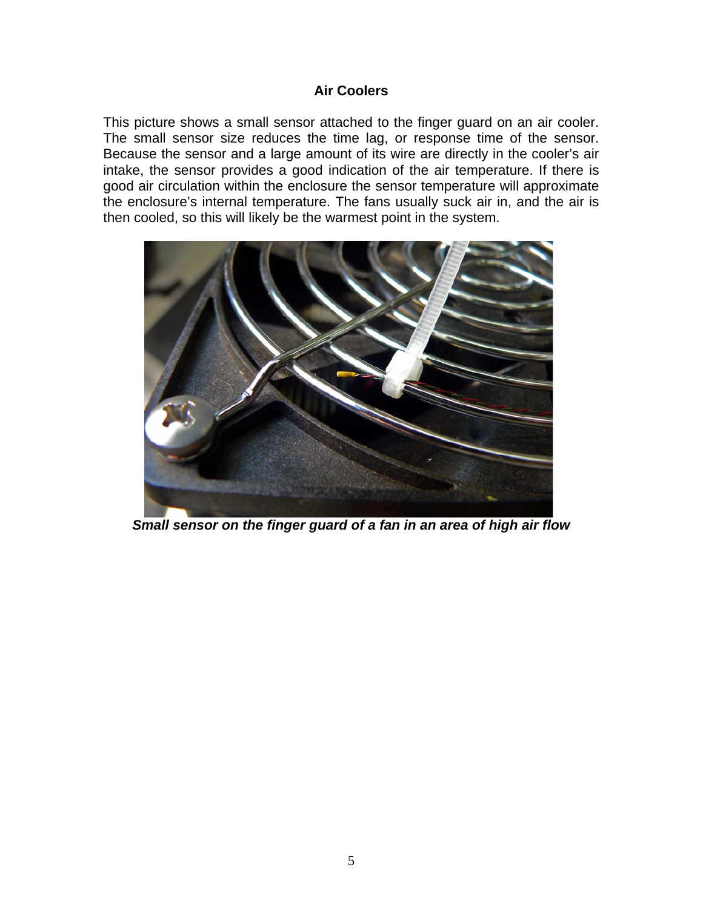## Air Coolers

This picture shows a small sensor attached to the finger guard on an air cooler. The small sensor size reduces the time lag, or response time of the sensor. Because the sensor and a large amount of its wire are directly in the cooler's air intake, the sensor provides a good indication of the air temperature. If there is good air circulation within the enclosure the sensor temperature will approximate the enclosure's internal temperature. The fans usually suck air in, and the air is then cooled, so this will likely be the warmest point in the system.

***Small sensor on the finger guard of a fan in an area of high air flow***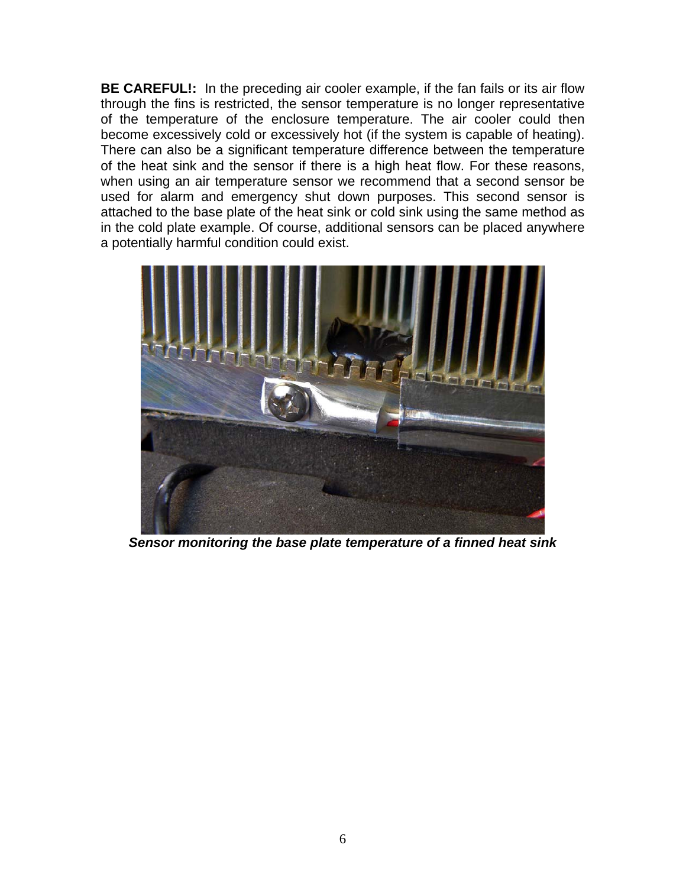**BE CAREFUL!:** In the preceding air cooler example, if the fan fails or its air flow through the fins is restricted, the sensor temperature is no longer representative of the temperature of the enclosure temperature. The air cooler could then become excessively cold or excessively hot (if the system is capable of heating). There can also be a significant temperature difference between the temperature of the heat sink and the sensor if there is a high heat flow. For these reasons, when using an air temperature sensor we recommend that a second sensor be used for alarm and emergency shut down purposes. This second sensor is attached to the base plate of the heat sink or cold sink using the same method as in the cold plate example. Of course, additional sensors can be placed anywhere a potentially harmful condition could exist.

***Sensor monitoring the base plate temperature of a finned heat sink***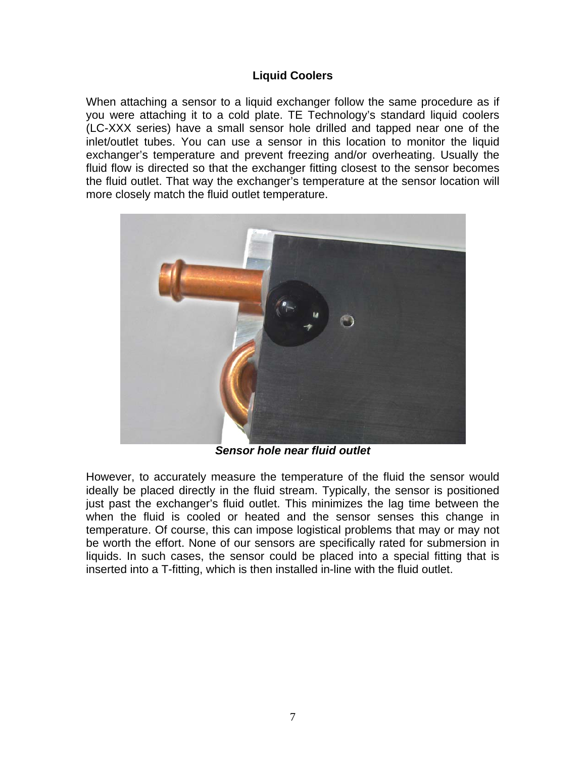## Liquid Coolers

When attaching a sensor to a liquid exchanger follow the same procedure as if you were attaching it to a cold plate. TE Technology's standard liquid coolers (LC-XXX series) have a small sensor hole drilled and tapped near one of the inlet/outlet tubes. You can use a sensor in this location to monitor the liquid exchanger's temperature and prevent freezing and/or overheating. Usually the fluid flow is directed so that the exchanger fitting closest to the sensor becomes the fluid outlet. That way the exchanger's temperature at the sensor location will more closely match the fluid outlet temperature.

***Sensor hole near fluid outlet***

However, to accurately measure the temperature of the fluid the sensor would ideally be placed directly in the fluid stream. Typically, the sensor is positioned just past the exchanger's fluid outlet. This minimizes the lag time between the when the fluid is cooled or heated and the sensor senses this change in temperature. Of course, this can impose logistical problems that may or may not be worth the effort. None of our sensors are specifically rated for submersion in liquids. In such cases, the sensor could be placed into a special fitting that is inserted into a T-fitting, which is then installed in-line with the fluid outlet.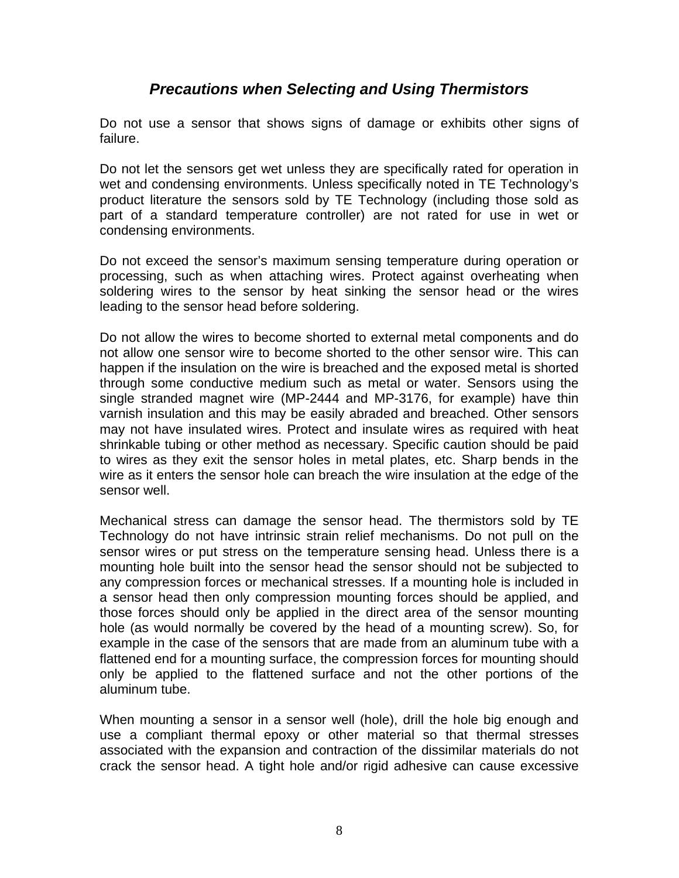## *Precautions when Selecting and Using Thermistors*

Do not use a sensor that shows signs of damage or exhibits other signs of failure.

Do not let the sensors get wet unless they are specifically rated for operation in wet and condensing environments. Unless specifically noted in TE Technology's product literature the sensors sold by TE Technology (including those sold as part of a standard temperature controller) are not rated for use in wet or condensing environments.

Do not exceed the sensor's maximum sensing temperature during operation or processing, such as when attaching wires. Protect against overheating when soldering wires to the sensor by heat sinking the sensor head or the wires leading to the sensor head before soldering.

Do not allow the wires to become shorted to external metal components and do not allow one sensor wire to become shorted to the other sensor wire. This can happen if the insulation on the wire is breached and the exposed metal is shorted through some conductive medium such as metal or water. Sensors using the single stranded magnet wire (MP-2444 and MP-3176, for example) have thin varnish insulation and this may be easily abraded and breached. Other sensors may not have insulated wires. Protect and insulate wires as required with heat shrinkable tubing or other method as necessary. Specific caution should be paid to wires as they exit the sensor holes in metal plates, etc. Sharp bends in the wire as it enters the sensor hole can breach the wire insulation at the edge of the sensor well.

Mechanical stress can damage the sensor head. The thermistors sold by TE Technology do not have intrinsic strain relief mechanisms. Do not pull on the sensor wires or put stress on the temperature sensing head. Unless there is a mounting hole built into the sensor head the sensor should not be subjected to any compression forces or mechanical stresses. If a mounting hole is included in a sensor head then only compression mounting forces should be applied, and those forces should only be applied in the direct area of the sensor mounting hole (as would normally be covered by the head of a mounting screw). So, for example in the case of the sensors that are made from an aluminum tube with a flattened end for a mounting surface, the compression forces for mounting should only be applied to the flattened surface and not the other portions of the aluminum tube.

When mounting a sensor in a sensor well (hole), drill the hole big enough and use a compliant thermal epoxy or other material so that thermal stresses associated with the expansion and contraction of the dissimilar materials do not crack the sensor head. A tight hole and/or rigid adhesive can cause excessive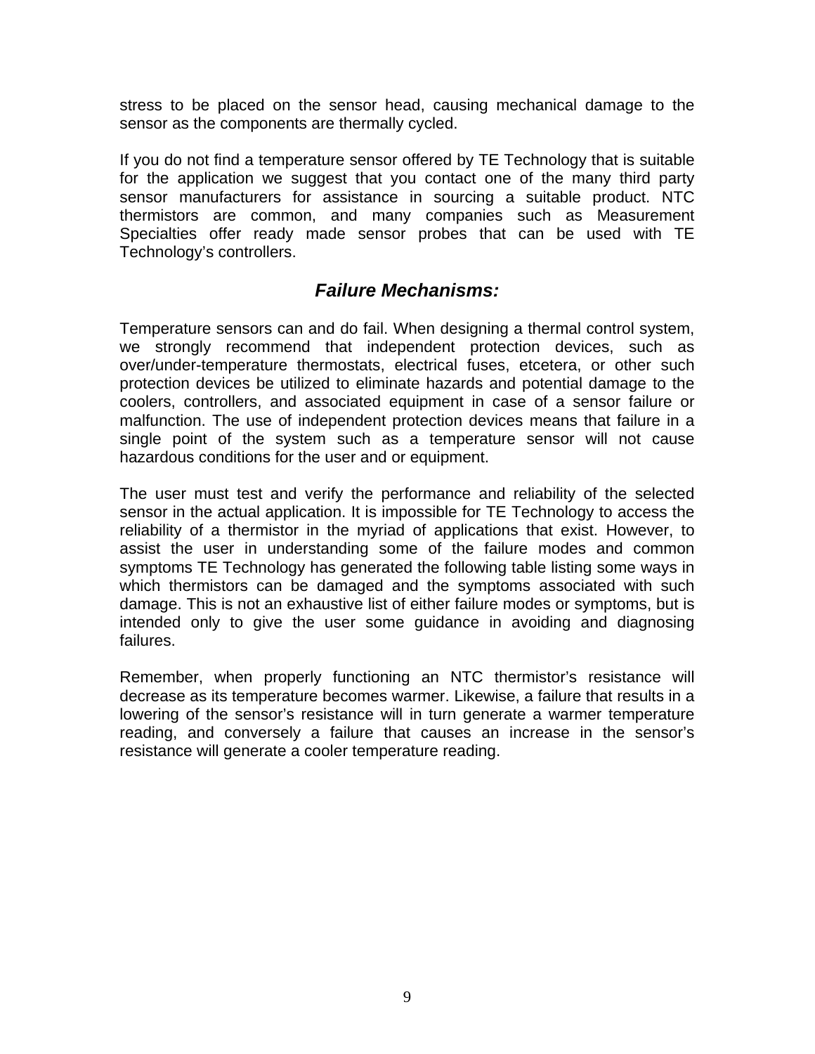stress to be placed on the sensor head, causing mechanical damage to the sensor as the components are thermally cycled.

If you do not find a temperature sensor offered by TE Technology that is suitable for the application we suggest that you contact one of the many third party sensor manufacturers for assistance in sourcing a suitable product. NTC thermistors are common, and many companies such as Measurement Specialties offer ready made sensor probes that can be used with TE Technology's controllers.

## *Failure Mechanisms:*

Temperature sensors can and do fail. When designing a thermal control system, we strongly recommend that independent protection devices, such as over/under-temperature thermostats, electrical fuses, etcetera, or other such protection devices be utilized to eliminate hazards and potential damage to the coolers, controllers, and associated equipment in case of a sensor failure or malfunction. The use of independent protection devices means that failure in a single point of the system such as a temperature sensor will not cause hazardous conditions for the user and or equipment.

The user must test and verify the performance and reliability of the selected sensor in the actual application. It is impossible for TE Technology to access the reliability of a thermistor in the myriad of applications that exist. However, to assist the user in understanding some of the failure modes and common symptoms TE Technology has generated the following table listing some ways in which thermistors can be damaged and the symptoms associated with such damage. This is not an exhaustive list of either failure modes or symptoms, but is intended only to give the user some guidance in avoiding and diagnosing failures.

Remember, when properly functioning an NTC thermistor's resistance will decrease as its temperature becomes warmer. Likewise, a failure that results in a lowering of the sensor's resistance will in turn generate a warmer temperature reading, and conversely a failure that causes an increase in the sensor's resistance will generate a cooler temperature reading.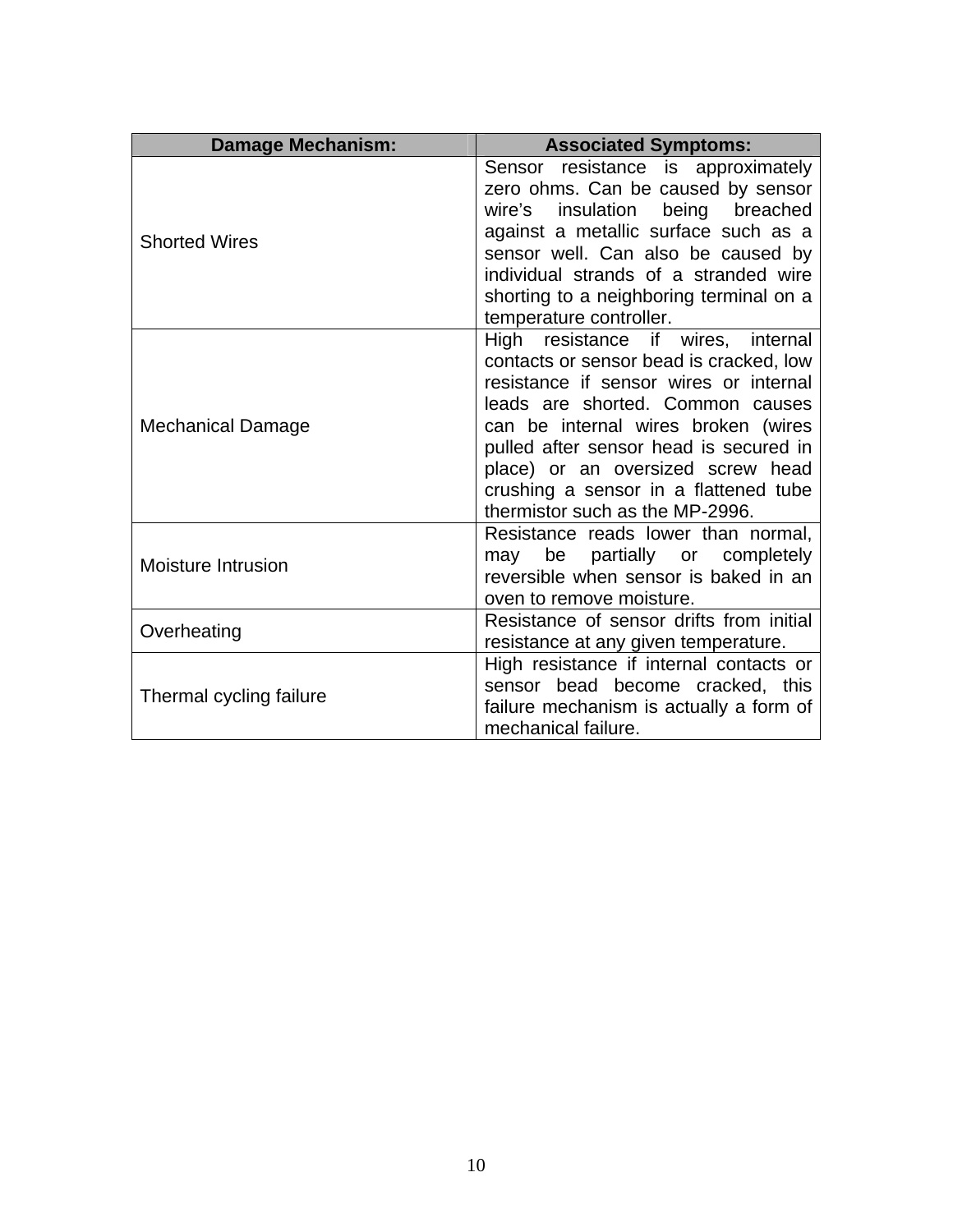| Damage Mechanism: | Associated Symptoms: |
| --- | --- |
| Shorted Wires | Sensor resistance is approximately zero ohms. Can be caused by sensor wire's insulation being breached against a metallic surface such as a sensor well. Can also be caused by individual strands of a stranded wire shorting to a neighboring terminal on a temperature controller. |
| Mechanical Damage | High resistance if wires, internal contacts or sensor bead is cracked, low resistance if sensor wires or internal leads are shorted. Common causes can be internal wires broken (wires pulled after sensor head is secured in place) or an oversized screw head crushing a sensor in a flattened tube thermistor such as the MP-2996. |
| Moisture Intrusion | Resistance reads lower than normal, may be partially or completely reversible when sensor is baked in an oven to remove moisture. |
| Overheating | Resistance of sensor drifts from initial resistance at any given temperature. |
| Thermal cycling failure | High resistance if internal contacts or sensor bead become cracked, this failure mechanism is actually a form of mechanical failure. |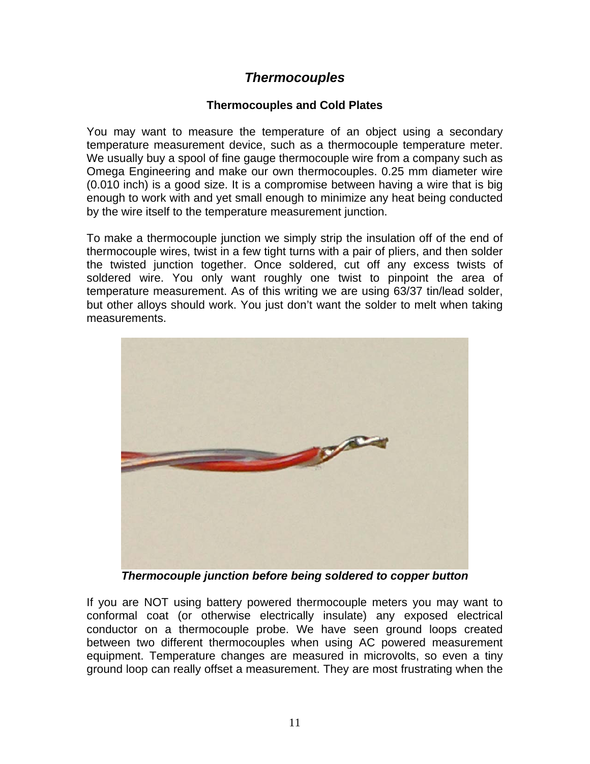## *Thermocouples*

### Thermocouples and Cold Plates

You may want to measure the temperature of an object using a secondary temperature measurement device, such as a thermocouple temperature meter. We usually buy a spool of fine gauge thermocouple wire from a company such as Omega Engineering and make our own thermocouples. 0.25 mm diameter wire (0.010 inch) is a good size. It is a compromise between having a wire that is big enough to work with and yet small enough to minimize any heat being conducted by the wire itself to the temperature measurement junction.

To make a thermocouple junction we simply strip the insulation off of the end of thermocouple wires, twist in a few tight turns with a pair of pliers, and then solder the twisted junction together. Once soldered, cut off any excess twists of soldered wire. You only want roughly one twist to pinpoint the area of temperature measurement. As of this writing we are using 63/37 tin/lead solder, but other alloys should work. You just don't want the solder to melt when taking measurements.

***Thermocouple junction before being soldered to copper button***

If you are NOT using battery powered thermocouple meters you may want to conformal coat (or otherwise electrically insulate) any exposed electrical conductor on a thermocouple probe. We have seen ground loops created between two different thermocouples when using AC powered measurement equipment. Temperature changes are measured in microvolts, so even a tiny ground loop can really offset a measurement. They are most frustrating when the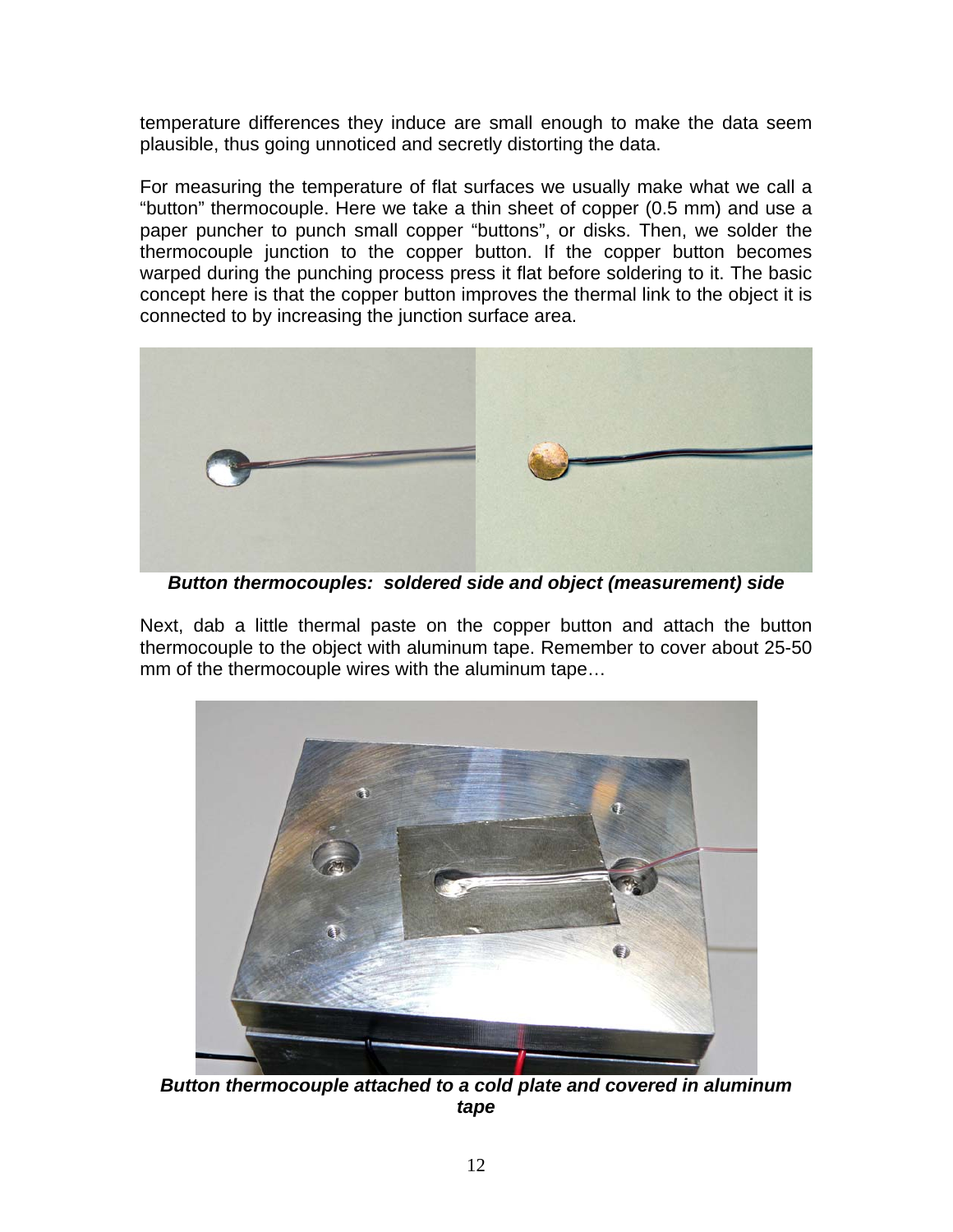temperature differences they induce are small enough to make the data seem plausible, thus going unnoticed and secretly distorting the data.

For measuring the temperature of flat surfaces we usually make what we call a "button" thermocouple. Here we take a thin sheet of copper (0.5 mm) and use a paper puncher to punch small copper "buttons", or disks. Then, we solder the thermocouple junction to the copper button. If the copper button becomes warped during the punching process press it flat before soldering to it. The basic concept here is that the copper button improves the thermal link to the object it is connected to by increasing the junction surface area.

***Button thermocouples: soldered side and object (measurement) side***

Next, dab a little thermal paste on the copper button and attach the button thermocouple to the object with aluminum tape. Remember to cover about 25-50 mm of the thermocouple wires with the aluminum tape…

***Button thermocouple attached to a cold plate and covered in aluminum tape***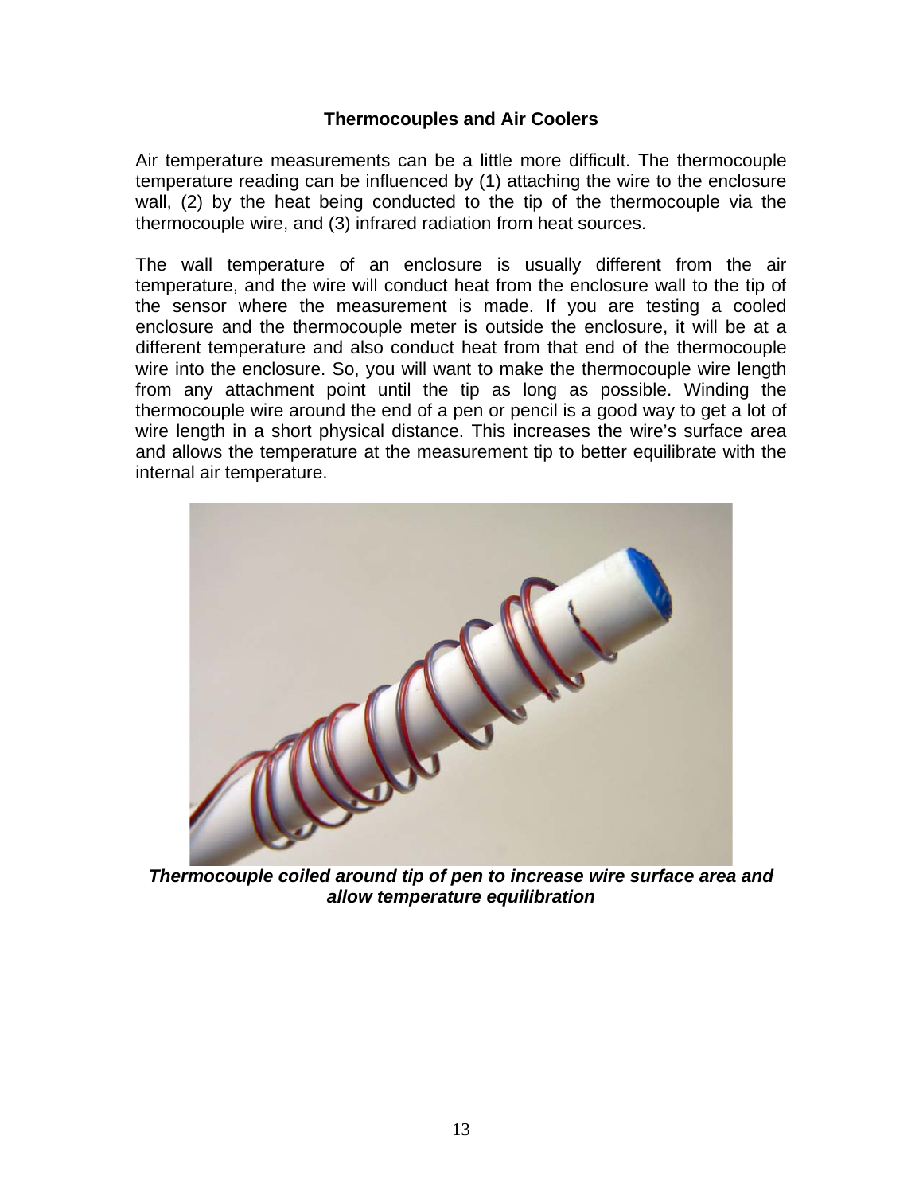**Thermocouples and Air Coolers**

Air temperature measurements can be a little more difficult. The thermocouple temperature reading can be influenced by (1) attaching the wire to the enclosure wall, (2) by the heat being conducted to the tip of the thermocouple via the thermocouple wire, and (3) infrared radiation from heat sources.

The wall temperature of an enclosure is usually different from the air temperature, and the wire will conduct heat from the enclosure wall to the tip of the sensor where the measurement is made. If you are testing a cooled enclosure and the thermocouple meter is outside the enclosure, it will be at a different temperature and also conduct heat from that end of the thermocouple wire into the enclosure. So, you will want to make the thermocouple wire length from any attachment point until the tip as long as possible. Winding the thermocouple wire around the end of a pen or pencil is a good way to get a lot of wire length in a short physical distance. This increases the wire's surface area and allows the temperature at the measurement tip to better equilibrate with the internal air temperature.

***Thermocouple coiled around tip of pen to increase wire surface area and allow temperature equilibration***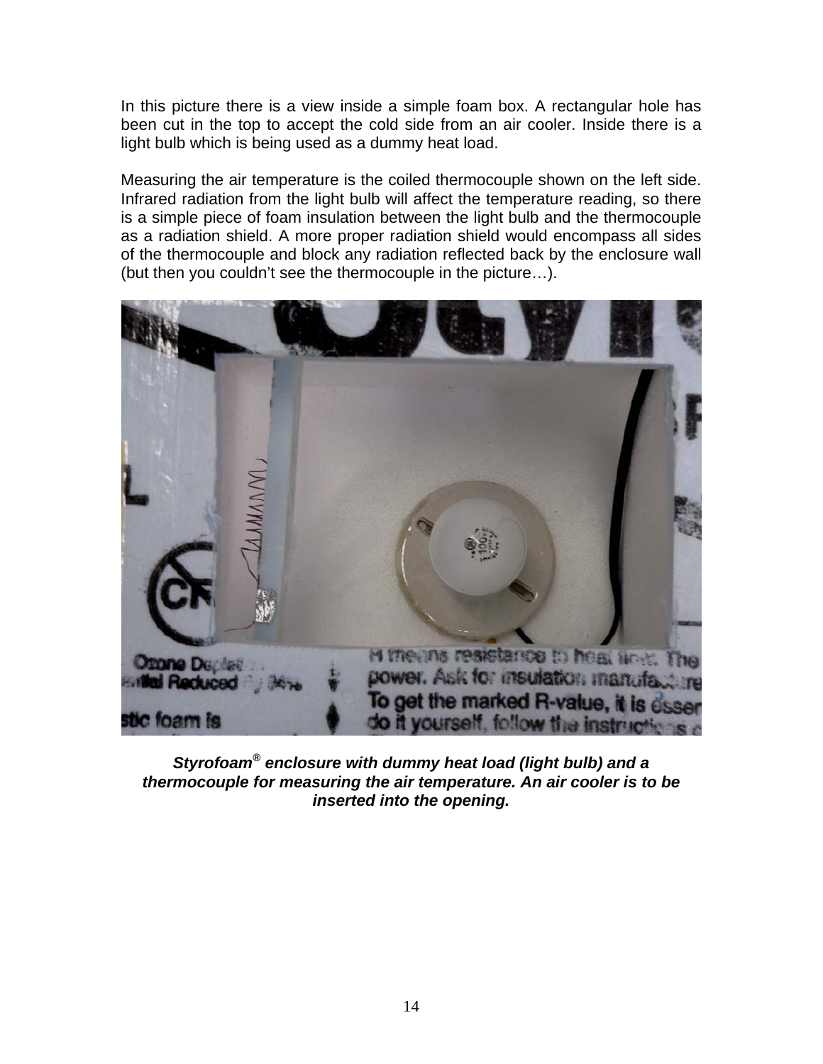In this picture there is a view inside a simple foam box. A rectangular hole has been cut in the top to accept the cold side from an air cooler. Inside there is a light bulb which is being used as a dummy heat load.

Measuring the air temperature is the coiled thermocouple shown on the left side. Infrared radiation from the light bulb will affect the temperature reading, so there is a simple piece of foam insulation between the light bulb and the thermocouple as a radiation shield. A more proper radiation shield would encompass all sides of the thermocouple and block any radiation reflected back by the enclosure wall (but then you couldn't see the thermocouple in the picture…).

***Styrofoam® enclosure with dummy heat load (light bulb) and a thermocouple for measuring the air temperature. An air cooler is to be inserted into the opening.***